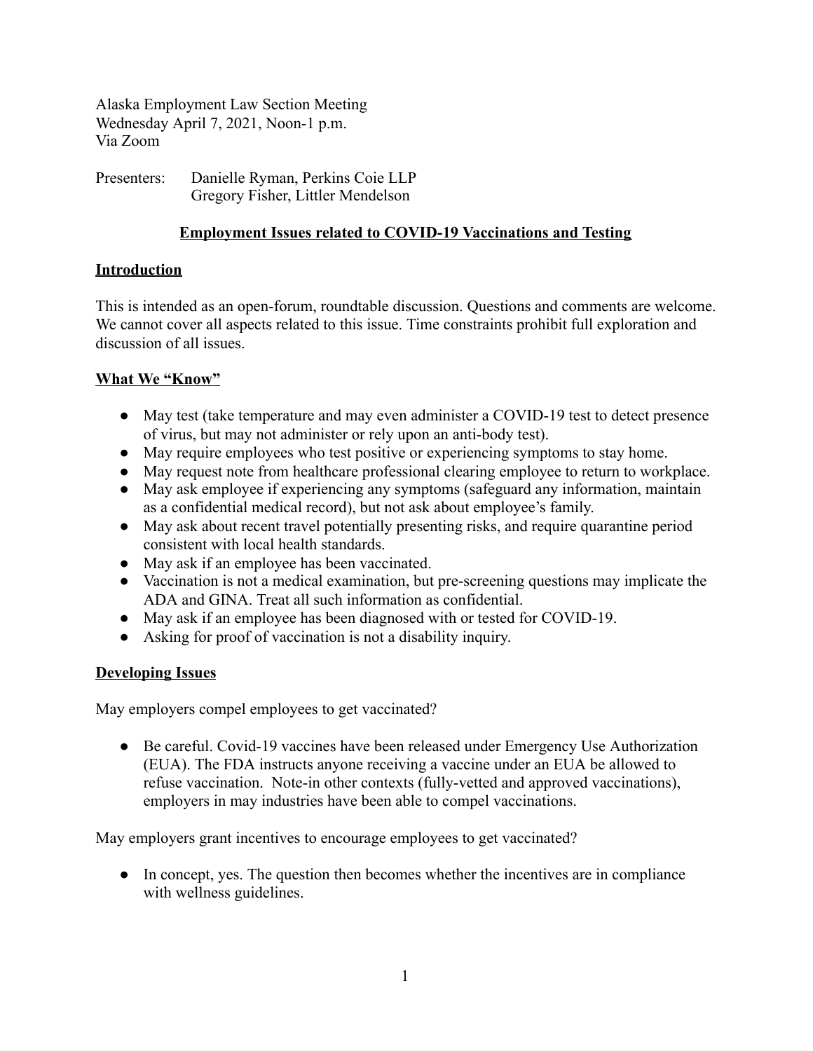Alaska Employment Law Section Meeting
Wednesday April 7, 2021, Noon-1 p.m.
Via Zoom

Presenters: Danielle Ryman, Perkins Coie LLP
Gregory Fisher, Littler Mendelson

## Employment Issues related to COVID-19 Vaccinations and Testing

### Introduction

This is intended as an open-forum, roundtable discussion. Questions and comments are welcome. We cannot cover all aspects related to this issue. Time constraints prohibit full exploration and discussion of all issues.

### What We "Know"

- May test (take temperature and may even administer a COVID-19 test to detect presence of virus, but may not administer or rely upon an anti-body test).
- May require employees who test positive or experiencing symptoms to stay home.
- May request note from healthcare professional clearing employee to return to workplace.
- May ask employee if experiencing any symptoms (safeguard any information, maintain as a confidential medical record), but not ask about employee's family.
- May ask about recent travel potentially presenting risks, and require quarantine period consistent with local health standards.
- May ask if an employee has been vaccinated.
- Vaccination is not a medical examination, but pre-screening questions may implicate the ADA and GINA. Treat all such information as confidential.
- May ask if an employee has been diagnosed with or tested for COVID-19.
- Asking for proof of vaccination is not a disability inquiry.

### Developing Issues

May employers compel employees to get vaccinated?

- Be careful. Covid-19 vaccines have been released under Emergency Use Authorization (EUA). The FDA instructs anyone receiving a vaccine under an EUA be allowed to refuse vaccination. Note-in other contexts (fully-vetted and approved vaccinations), employers in may industries have been able to compel vaccinations.

May employers grant incentives to encourage employees to get vaccinated?

- In concept, yes. The question then becomes whether the incentives are in compliance with wellness guidelines.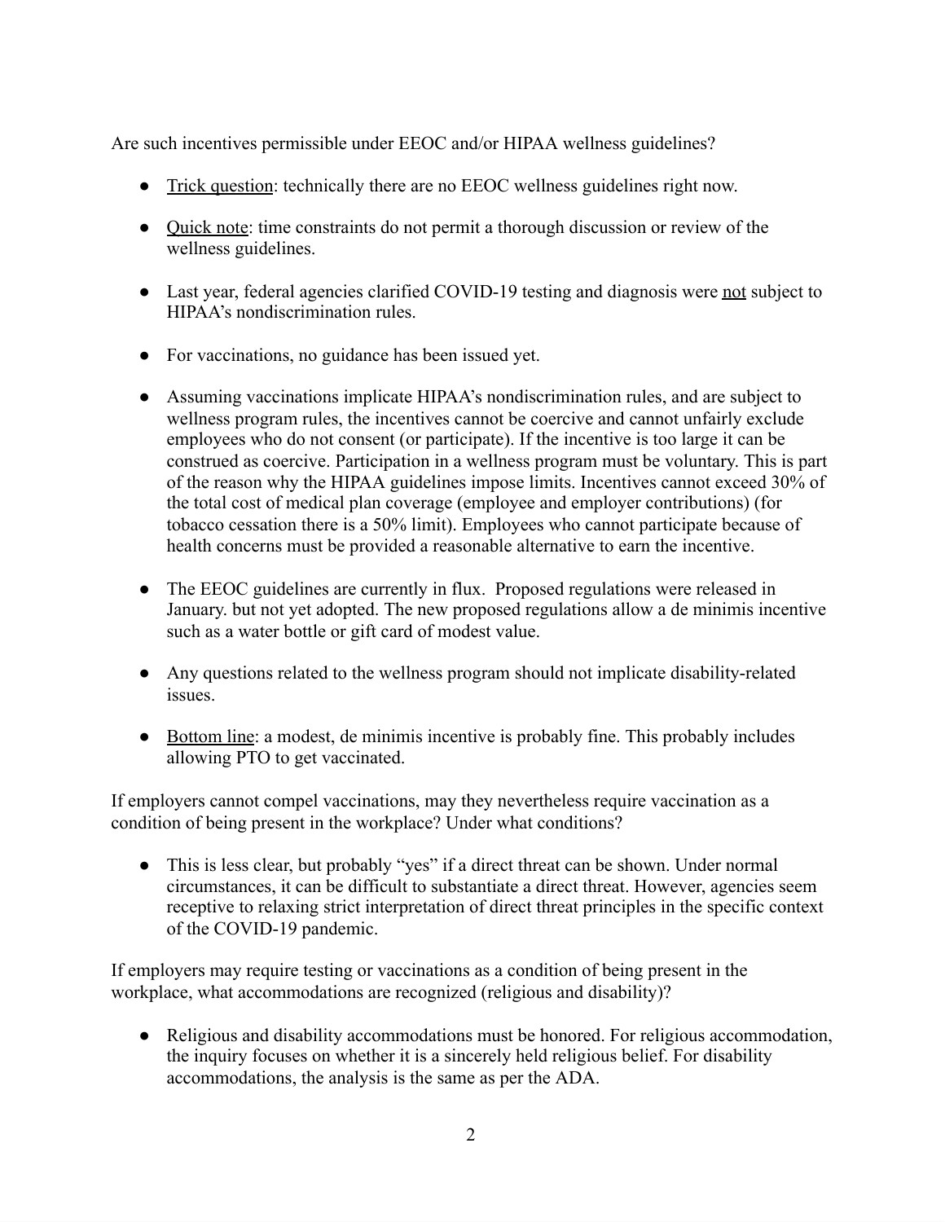Are such incentives permissible under EEOC and/or HIPAA wellness guidelines?

- <u>Trick question</u>: technically there are no EEOC wellness guidelines right now.

- <u>Quick note</u>: time constraints do not permit a thorough discussion or review of the wellness guidelines.

- Last year, federal agencies clarified COVID-19 testing and diagnosis were <u>not</u> subject to HIPAA's nondiscrimination rules.

- For vaccinations, no guidance has been issued yet.

- Assuming vaccinations implicate HIPAA's nondiscrimination rules, and are subject to wellness program rules, the incentives cannot be coercive and cannot unfairly exclude employees who do not consent (or participate). If the incentive is too large it can be construed as coercive. Participation in a wellness program must be voluntary. This is part of the reason why the HIPAA guidelines impose limits. Incentives cannot exceed 30% of the total cost of medical plan coverage (employee and employer contributions) (for tobacco cessation there is a 50% limit). Employees who cannot participate because of health concerns must be provided a reasonable alternative to earn the incentive.

- The EEOC guidelines are currently in flux. Proposed regulations were released in January. but not yet adopted. The new proposed regulations allow a de minimis incentive such as a water bottle or gift card of modest value.

- Any questions related to the wellness program should not implicate disability-related issues.

- <u>Bottom line</u>: a modest, de minimis incentive is probably fine. This probably includes allowing PTO to get vaccinated.

If employers cannot compel vaccinations, may they nevertheless require vaccination as a condition of being present in the workplace? Under what conditions?

- This is less clear, but probably "yes" if a direct threat can be shown. Under normal circumstances, it can be difficult to substantiate a direct threat. However, agencies seem receptive to relaxing strict interpretation of direct threat principles in the specific context of the COVID-19 pandemic.

If employers may require testing or vaccinations as a condition of being present in the workplace, what accommodations are recognized (religious and disability)?

- Religious and disability accommodations must be honored. For religious accommodation, the inquiry focuses on whether it is a sincerely held religious belief. For disability accommodations, the analysis is the same as per the ADA.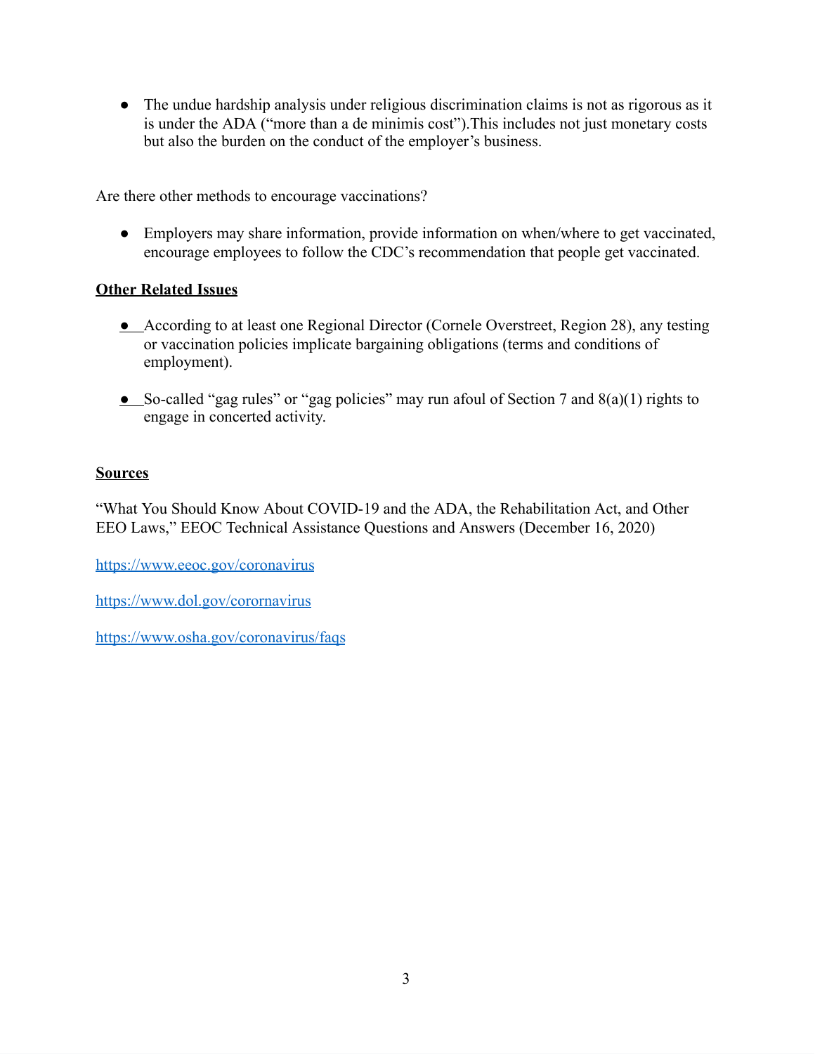- The undue hardship analysis under religious discrimination claims is not as rigorous as it is under the ADA ("more than a de minimis cost").This includes not just monetary costs but also the burden on the conduct of the employer's business.

Are there other methods to encourage vaccinations?

- Employers may share information, provide information on when/where to get vaccinated, encourage employees to follow the CDC's recommendation that people get vaccinated.

**Other Related Issues**

- According to at least one Regional Director (Cornele Overstreet, Region 28), any testing or vaccination policies implicate bargaining obligations (terms and conditions of employment).

- So-called "gag rules" or "gag policies" may run afoul of Section 7 and 8(a)(1) rights to engage in concerted activity.

**Sources**

"What You Should Know About COVID-19 and the ADA, the Rehabilitation Act, and Other EEO Laws," EEOC Technical Assistance Questions and Answers (December 16, 2020)

https://www.eeoc.gov/coronavirus

https://www.dol.gov/corornavirus

https://www.osha.gov/coronavirus/faqs